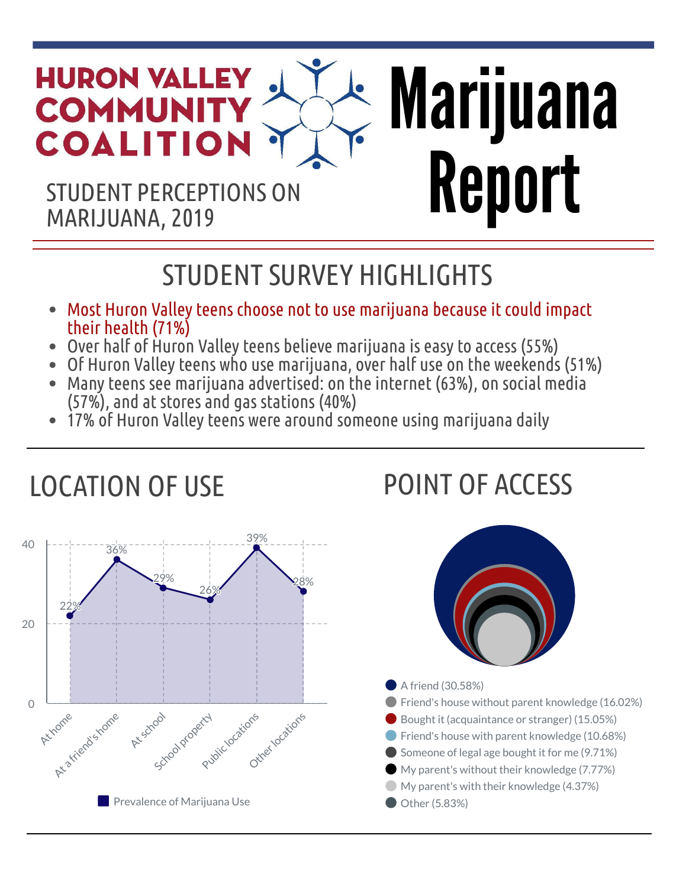# HURON VALLEY COMMUNITY COALITION

# Marijuana Report

STUDENT PERCEPTIONS ON MARIJUANA, 2019

## STUDENT SURVEY HIGHLIGHTS

- Most Huron Valley teens choose not to use marijuana because it could impact their health (71%)
- Over half of Huron Valley teens believe marijuana is easy to access (55%)
- Of Huron Valley teens who use marijuana, over half use on the weekends (51%)
- Many teens see marijuana advertised: on the internet (63%), on social media (57%), and at stores and gas stations (40%)
- 17% of Huron Valley teens were around someone using marijuana daily

## LOCATION OF USE

| Location | Prevalence of Marijuana Use |
|---|---|
| At home | 22% |
| At a friend's home | 36% |
| At school | 29% |
| School property | 26% |
| Public locations | 39% |
| Other locations | 28% |

## POINT OF ACCESS

- A friend (30.58%)
- Friend's house without parent knowledge (16.02%)
- Bought it (acquaintance or stranger) (15.05%)
- Friend's house with parent knowledge (10.68%)
- Someone of legal age bought it for me (9.71%)
- My parent's without their knowledge (7.77%)
- My parent's with their knowledge (4.37%)
- Other (5.83%)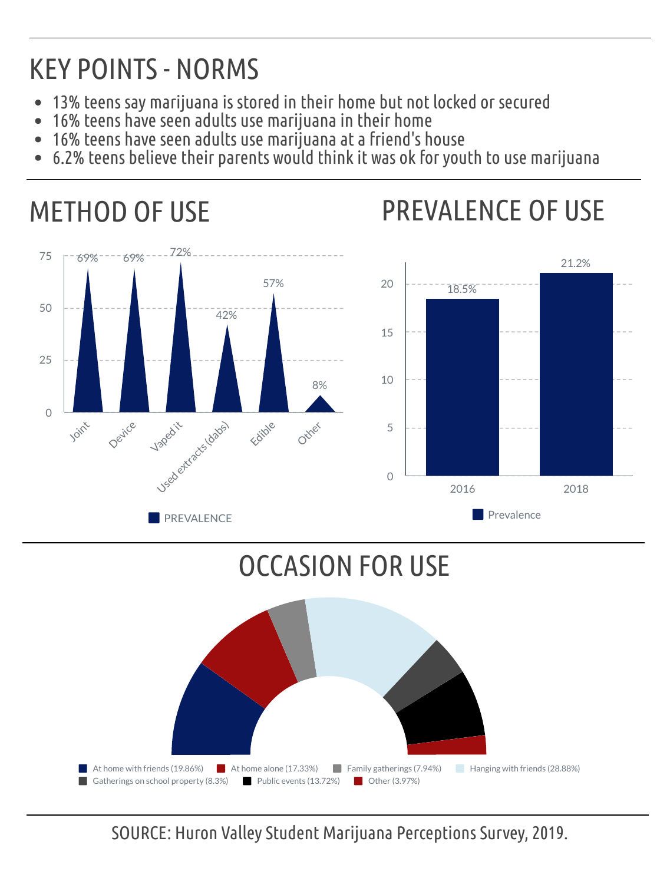# KEY POINTS - NORMS

- 13% teens say marijuana is stored in their home but not locked or secured
- 16% teens have seen adults use marijuana in their home
- 16% teens have seen adults use marijuana at a friend's house
- 6.2% teens believe their parents would think it was ok for youth to use marijuana

## METHOD OF USE

| Method | PREVALENCE |
| --- | --- |
| Joint | 69% |
| Device | 69% |
| Vaped it | 72% |
| Used extracts (dabs) | 42% |
| Edible | 57% |
| Other | 8% |

## PREVALENCE OF USE

| Year | Prevalence |
| --- | --- |
| 2016 | 18.5% |
| 2018 | 21.2% |

## OCCASION FOR USE

- At home with friends (19.86%)
- At home alone (17.33%)
- Family gatherings (7.94%)
- Hanging with friends (28.88%)
- Gatherings on school property (8.3%)
- Public events (13.72%)
- Other (3.97%)

SOURCE: Huron Valley Student Marijuana Perceptions Survey, 2019.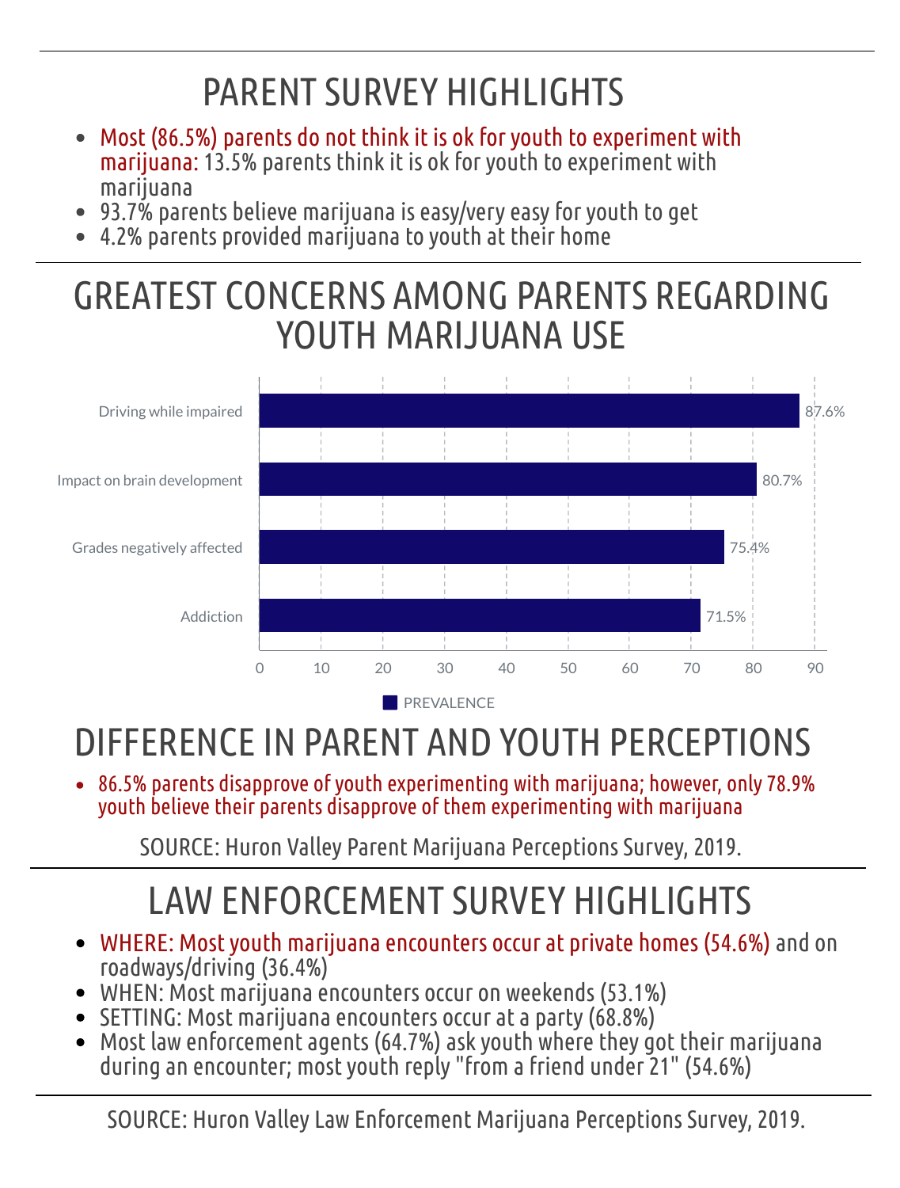# PARENT SURVEY HIGHLIGHTS

- Most (86.5%) parents do not think it is ok for youth to experiment with marijuana: 13.5% parents think it is ok for youth to experiment with marijuana
- 93.7% parents believe marijuana is easy/very easy for youth to get
- 4.2% parents provided marijuana to youth at their home

# GREATEST CONCERNS AMONG PARENTS REGARDING YOUTH MARIJUANA USE

Driving while impaired 87.6%

Impact on brain development 80.7%

Grades negatively affected 75.4%

Addiction 71.5%

0 10 20 30 40 50 60 70 80 90

PREVALENCE

# DIFFERENCE IN PARENT AND YOUTH PERCEPTIONS

- 86.5% parents disapprove of youth experimenting with marijuana; however, only 78.9% youth believe their parents disapprove of them experimenting with marijuana

SOURCE: Huron Valley Parent Marijuana Perceptions Survey, 2019.

# LAW ENFORCEMENT SURVEY HIGHLIGHTS

- WHERE: Most youth marijuana encounters occur at private homes (54.6%) and on roadways/driving (36.4%)
- WHEN: Most marijuana encounters occur on weekends (53.1%)
- SETTING: Most marijuana encounters occur at a party (68.8%)
- Most law enforcement agents (64.7%) ask youth where they got their marijuana during an encounter; most youth reply "from a friend under 21" (54.6%)

SOURCE: Huron Valley Law Enforcement Marijuana Perceptions Survey, 2019.